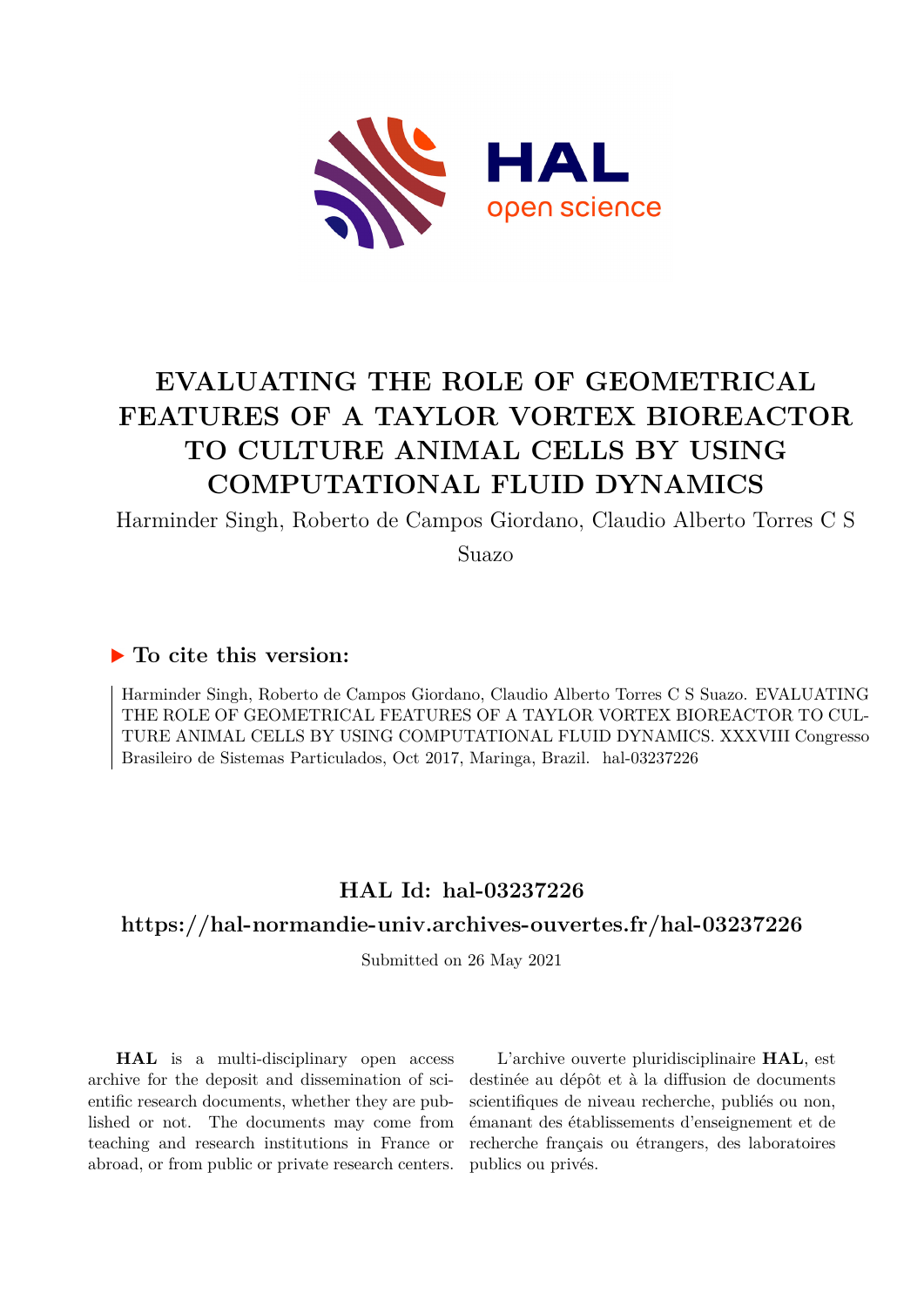# EVALUATING THE ROLE OF GEOMETRICAL FEATURES OF A TAYLOR VORTEX BIOREACTOR TO CULTURE ANIMAL CELLS BY USING COMPUTATIONAL FLUID DYNAMICS

Harminder Singh, Roberto de Campos Giordano, Claudio Alberto Torres C S Suazo

### ▶ To cite this version:

Harminder Singh, Roberto de Campos Giordano, Claudio Alberto Torres C S Suazo. EVALUATING THE ROLE OF GEOMETRICAL FEATURES OF A TAYLOR VORTEX BIOREACTOR TO CULTURE ANIMAL CELLS BY USING COMPUTATIONAL FLUID DYNAMICS. XXXVIII Congresso Brasileiro de Sistemas Particulados, Oct 2017, Maringa, Brazil. hal-03237226

## HAL Id: hal-03237226

## https://hal-normandie-univ.archives-ouvertes.fr/hal-03237226

Submitted on 26 May 2021

**HAL** is a multi-disciplinary open access archive for the deposit and dissemination of scientific research documents, whether they are published or not. The documents may come from teaching and research institutions in France or abroad, or from public or private research centers.

L'archive ouverte pluridisciplinaire **HAL**, est destinée au dépôt et à la diffusion de documents scientifiques de niveau recherche, publiés ou non, émanant des établissements d'enseignement et de recherche français ou étrangers, des laboratoires publics ou privés.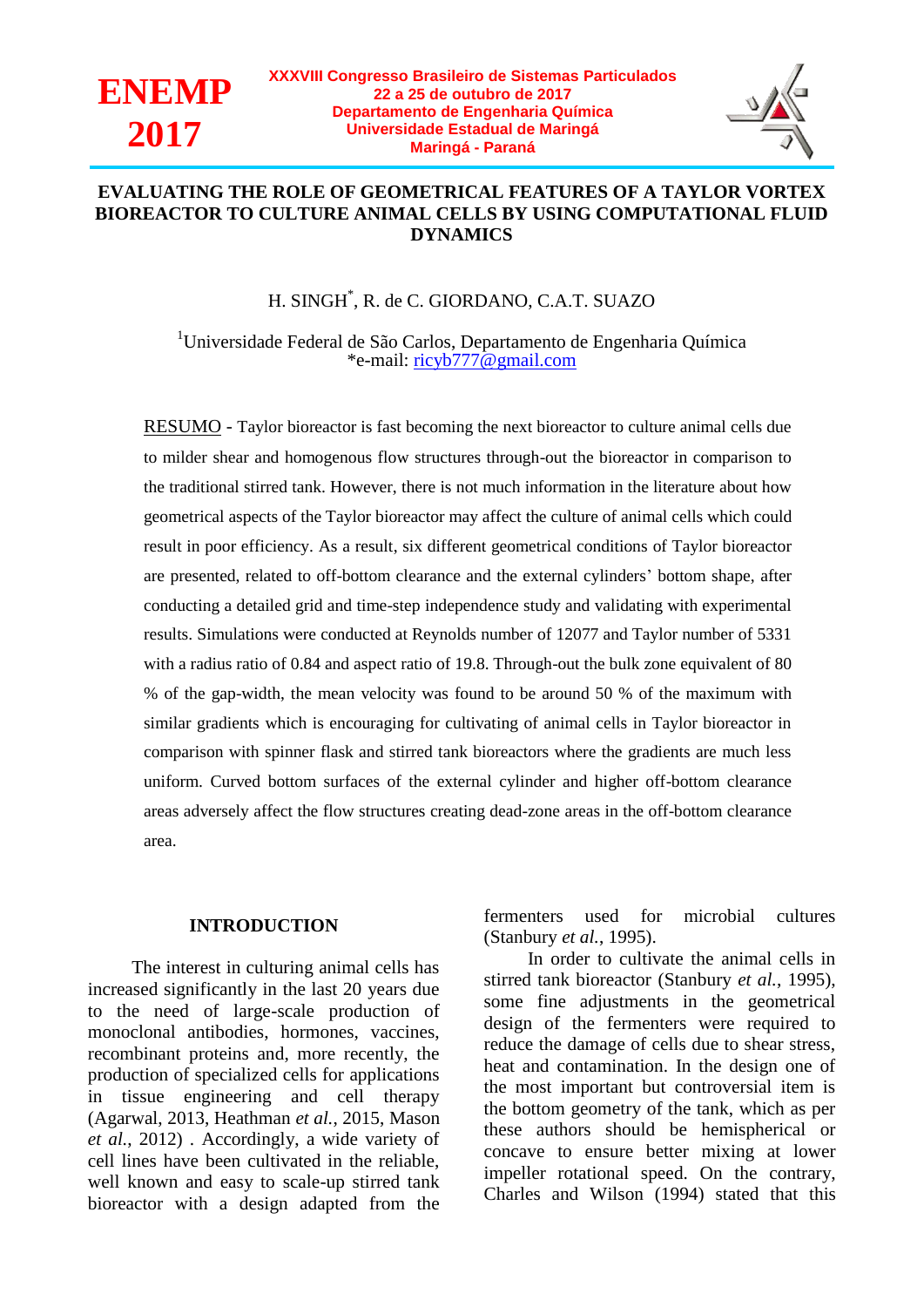# EVALUATING THE ROLE OF GEOMETRICAL FEATURES OF A TAYLOR VORTEX BIOREACTOR TO CULTURE ANIMAL CELLS BY USING COMPUTATIONAL FLUID DYNAMICS

H. SINGH*, R. de C. GIORDANO, C.A.T. SUAZO

[1]Universidade Federal de São Carlos, Departamento de Engenharia Química
*e-mail: ricyb777@gmail.com

RESUMO - Taylor bioreactor is fast becoming the next bioreactor to culture animal cells due to milder shear and homogenous flow structures through-out the bioreactor in comparison to the traditional stirred tank. However, there is not much information in the literature about how geometrical aspects of the Taylor bioreactor may affect the culture of animal cells which could result in poor efficiency. As a result, six different geometrical conditions of Taylor bioreactor are presented, related to off-bottom clearance and the external cylinders' bottom shape, after conducting a detailed grid and time-step independence study and validating with experimental results. Simulations were conducted at Reynolds number of 12077 and Taylor number of 5331 with a radius ratio of 0.84 and aspect ratio of 19.8. Through-out the bulk zone equivalent of 80 % of the gap-width, the mean velocity was found to be around 50 % of the maximum with similar gradients which is encouraging for cultivating of animal cells in Taylor bioreactor in comparison with spinner flask and stirred tank bioreactors where the gradients are much less uniform. Curved bottom surfaces of the external cylinder and higher off-bottom clearance areas adversely affect the flow structures creating dead-zone areas in the off-bottom clearance area.

## INTRODUCTION

The interest in culturing animal cells has increased significantly in the last 20 years due to the need of large-scale production of monoclonal antibodies, hormones, vaccines, recombinant proteins and, more recently, the production of specialized cells for applications in tissue engineering and cell therapy (Agarwal, 2013, Heathman *et al.*, 2015, Mason *et al.*, 2012) . Accordingly, a wide variety of cell lines have been cultivated in the reliable, well known and easy to scale-up stirred tank bioreactor with a design adapted from the fermenters used for microbial cultures (Stanbury *et al.*, 1995).

In order to cultivate the animal cells in stirred tank bioreactor (Stanbury *et al.*, 1995), some fine adjustments in the geometrical design of the fermenters were required to reduce the damage of cells due to shear stress, heat and contamination. In the design one of the most important but controversial item is the bottom geometry of the tank, which as per these authors should be hemispherical or concave to ensure better mixing at lower impeller rotational speed. On the contrary, Charles and Wilson (1994) stated that this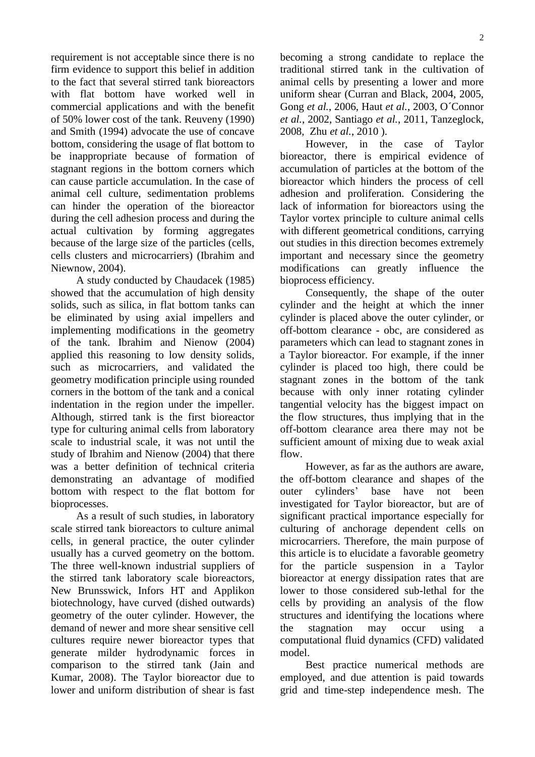requirement is not acceptable since there is no firm evidence to support this belief in addition to the fact that several stirred tank bioreactors with flat bottom have worked well in commercial applications and with the benefit of 50% lower cost of the tank. Reuveny (1990) and Smith (1994) advocate the use of concave bottom, considering the usage of flat bottom to be inappropriate because of formation of stagnant regions in the bottom corners which can cause particle accumulation. In the case of animal cell culture, sedimentation problems can hinder the operation of the bioreactor during the cell adhesion process and during the actual cultivation by forming aggregates because of the large size of the particles (cells, cells clusters and microcarriers) (Ibrahim and Niewnow, 2004).

A study conducted by Chaudacek (1985) showed that the accumulation of high density solids, such as silica, in flat bottom tanks can be eliminated by using axial impellers and implementing modifications in the geometry of the tank. Ibrahim and Nienow (2004) applied this reasoning to low density solids, such as microcarriers, and validated the geometry modification principle using rounded corners in the bottom of the tank and a conical indentation in the region under the impeller. Although, stirred tank is the first bioreactor type for culturing animal cells from laboratory scale to industrial scale, it was not until the study of Ibrahim and Nienow (2004) that there was a better definition of technical criteria demonstrating an advantage of modified bottom with respect to the flat bottom for bioprocesses.

As a result of such studies, in laboratory scale stirred tank bioreactors to culture animal cells, in general practice, the outer cylinder usually has a curved geometry on the bottom. The three well-known industrial suppliers of the stirred tank laboratory scale bioreactors, New Brunsswick, Infors HT and Applikon biotechnology, have curved (dished outwards) geometry of the outer cylinder. However, the demand of newer and more shear sensitive cell cultures require newer bioreactor types that generate milder hydrodynamic forces in comparison to the stirred tank (Jain and Kumar, 2008). The Taylor bioreactor due to lower and uniform distribution of shear is fast becoming a strong candidate to replace the traditional stirred tank in the cultivation of animal cells by presenting a lower and more uniform shear (Curran and Black, 2004, 2005, Gong *et al.*, 2006, Haut *et al.*, 2003, O´Connor *et al.*, 2002, Santiago *et al.*, 2011, Tanzeglock, 2008, Zhu *et al.*, 2010 ).

However, in the case of Taylor bioreactor, there is empirical evidence of accumulation of particles at the bottom of the bioreactor which hinders the process of cell adhesion and proliferation. Considering the lack of information for bioreactors using the Taylor vortex principle to culture animal cells with different geometrical conditions, carrying out studies in this direction becomes extremely important and necessary since the geometry modifications can greatly influence the bioprocess efficiency.

Consequently, the shape of the outer cylinder and the height at which the inner cylinder is placed above the outer cylinder, or off-bottom clearance - obc, are considered as parameters which can lead to stagnant zones in a Taylor bioreactor. For example, if the inner cylinder is placed too high, there could be stagnant zones in the bottom of the tank because with only inner rotating cylinder tangential velocity has the biggest impact on the flow structures, thus implying that in the off-bottom clearance area there may not be sufficient amount of mixing due to weak axial flow.

However, as far as the authors are aware, the off-bottom clearance and shapes of the outer cylinders' base have not been investigated for Taylor bioreactor, but are of significant practical importance especially for culturing of anchorage dependent cells on microcarriers. Therefore, the main purpose of this article is to elucidate a favorable geometry for the particle suspension in a Taylor bioreactor at energy dissipation rates that are lower to those considered sub-lethal for the cells by providing an analysis of the flow structures and identifying the locations where the stagnation may occur using a computational fluid dynamics (CFD) validated model.

Best practice numerical methods are employed, and due attention is paid towards grid and time-step independence mesh. The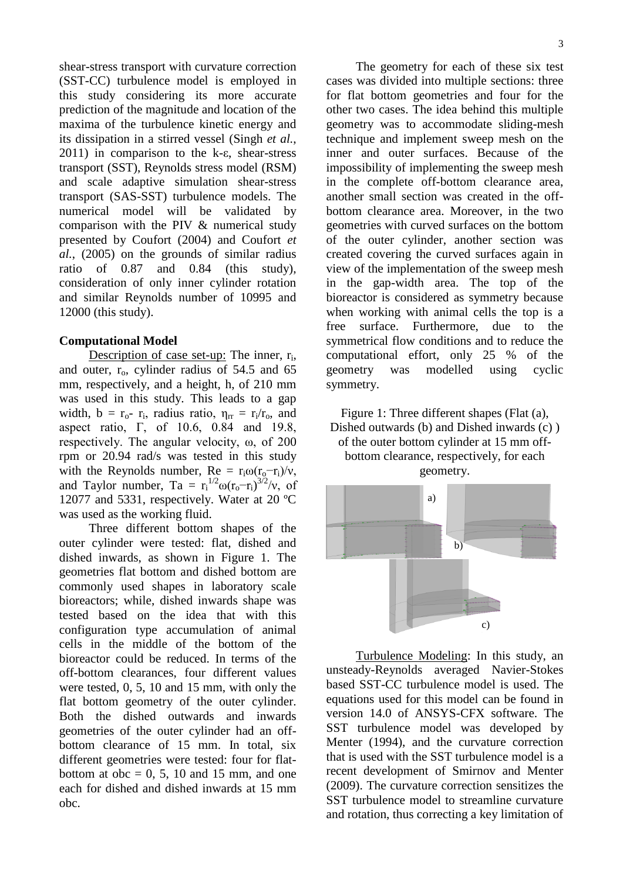shear-stress transport with curvature correction (SST-CC) turbulence model is employed in this study considering its more accurate prediction of the magnitude and location of the maxima of the turbulence kinetic energy and its dissipation in a stirred vessel (Singh *et al.*, 2011) in comparison to the k-ε, shear-stress transport (SST), Reynolds stress model (RSM) and scale adaptive simulation shear-stress transport (SAS-SST) turbulence models. The numerical model will be validated by comparison with the PIV & numerical study presented by Coufort (2004) and Coufort *et al.*, (2005) on the grounds of similar radius ratio of 0.87 and 0.84 (this study), consideration of only inner cylinder rotation and similar Reynolds number of 10995 and 12000 (this study).

**Computational Model**

Description of case set-up: The inner, $r_i$, and outer, $r_o$, cylinder radius of 54.5 and 65 mm, respectively, and a height, h, of 210 mm was used in this study. This leads to a gap width, $b = r_o - r_i$, radius ratio, $\eta_{rr} = r_i/r_o$, and aspect ratio, $\Gamma$, of 10.6, 0.84 and 19.8, respectively. The angular velocity, $\omega$, of 200 rpm or 20.94 rad/s was tested in this study with the Reynolds number, $Re = r_i\omega(r_o - r_i)/\nu$, and Taylor number, $Ta = r_i^{1/2}\omega(r_o - r_i)^{3/2}/\nu$, of 12077 and 5331, respectively. Water at 20 ºC was used as the working fluid.

Three different bottom shapes of the outer cylinder were tested: flat, dished and dished inwards, as shown in Figure 1. The geometries flat bottom and dished bottom are commonly used shapes in laboratory scale bioreactors; while, dished inwards shape was tested based on the idea that with this configuration type accumulation of animal cells in the middle of the bottom of the bioreactor could be reduced. In terms of the off-bottom clearances, four different values were tested, 0, 5, 10 and 15 mm, with only the flat bottom geometry of the outer cylinder. Both the dished outwards and inwards geometries of the outer cylinder had an off-bottom clearance of 15 mm. In total, six different geometries were tested: four for flat-bottom at obc = 0, 5, 10 and 15 mm, and one each for dished and dished inwards at 15 mm obc.

The geometry for each of these six test cases was divided into multiple sections: three for flat bottom geometries and four for the other two cases. The idea behind this multiple geometry was to accommodate sliding-mesh technique and implement sweep mesh on the inner and outer surfaces. Because of the impossibility of implementing the sweep mesh in the complete off-bottom clearance area, another small section was created in the off-bottom clearance area. Moreover, in the two geometries with curved surfaces on the bottom of the outer cylinder, another section was created covering the curved surfaces again in view of the implementation of the sweep mesh in the gap-width area. The top of the bioreactor is considered as symmetry because when working with animal cells the top is a free surface. Furthermore, due to the symmetrical flow conditions and to reduce the computational effort, only 25 % of the geometry was modelled using cyclic symmetry.

Figure 1: Three different shapes (Flat (a), Dished outwards (b) and Dished inwards (c) ) of the outer bottom cylinder at 15 mm off-bottom clearance, respectively, for each geometry.

Turbulence Modeling: In this study, an unsteady-Reynolds averaged Navier-Stokes based SST-CC turbulence model is used. The equations used for this model can be found in version 14.0 of ANSYS-CFX software. The SST turbulence model was developed by Menter (1994), and the curvature correction that is used with the SST turbulence model is a recent development of Smirnov and Menter (2009). The curvature correction sensitizes the SST turbulence model to streamline curvature and rotation, thus correcting a key limitation of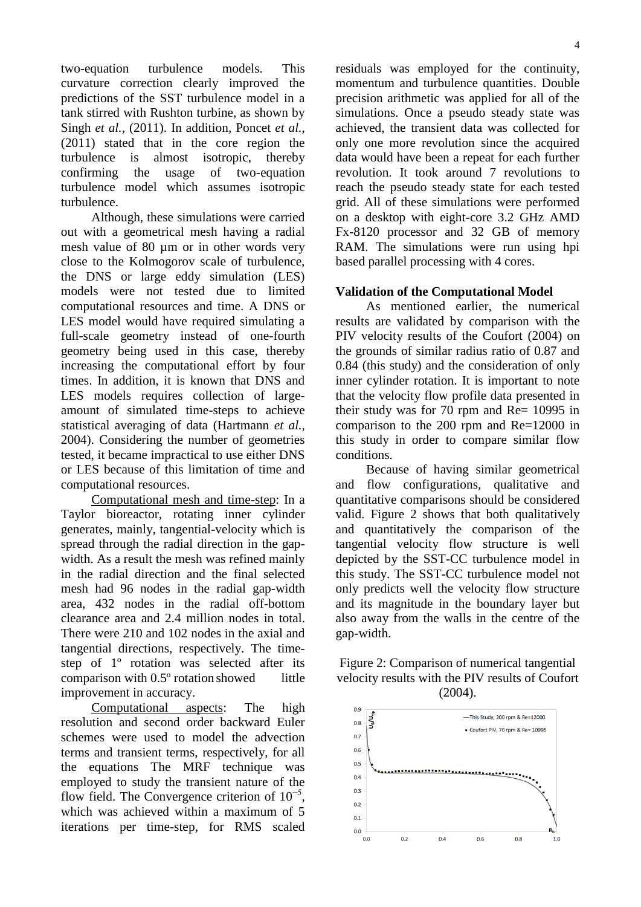two-equation turbulence models. This curvature correction clearly improved the predictions of the SST turbulence model in a tank stirred with Rushton turbine, as shown by Singh *et al.*, (2011). In addition, Poncet *et al.*, (2011) stated that in the core region the turbulence is almost isotropic, thereby confirming the usage of two-equation turbulence model which assumes isotropic turbulence.

Although, these simulations were carried out with a geometrical mesh having a radial mesh value of 80 µm or in other words very close to the Kolmogorov scale of turbulence, the DNS or large eddy simulation (LES) models were not tested due to limited computational resources and time. A DNS or LES model would have required simulating a full-scale geometry instead of one-fourth geometry being used in this case, thereby increasing the computational effort by four times. In addition, it is known that DNS and LES models requires collection of large-amount of simulated time-steps to achieve statistical averaging of data (Hartmann *et al.*, 2004). Considering the number of geometries tested, it became impractical to use either DNS or LES because of this limitation of time and computational resources.

Computational mesh and time-step: In a Taylor bioreactor, rotating inner cylinder generates, mainly, tangential-velocity which is spread through the radial direction in the gap-width. As a result the mesh was refined mainly in the radial direction and the final selected mesh had 96 nodes in the radial gap-width area, 432 nodes in the radial off-bottom clearance area and 2.4 million nodes in total. There were 210 and 102 nodes in the axial and tangential directions, respectively. The time-step of 1º rotation was selected after its comparison with 0.5º rotation showed little improvement in accuracy.

Computational aspects: The high resolution and second order backward Euler schemes were used to model the advection terms and transient terms, respectively, for all the equations The MRF technique was employed to study the transient nature of the flow field. The Convergence criterion of $10^{-5}$, which was achieved within a maximum of 5 iterations per time-step, for RMS scaled residuals was employed for the continuity, momentum and turbulence quantities. Double precision arithmetic was applied for all of the simulations. Once a pseudo steady state was achieved, the transient data was collected for only one more revolution since the acquired data would have been a repeat for each further revolution. It took around 7 revolutions to reach the pseudo steady state for each tested grid. All of these simulations were performed on a desktop with eight-core 3.2 GHz AMD Fx-8120 processor and 32 GB of memory RAM. The simulations were run using hpi based parallel processing with 4 cores.

**Validation of the Computational Model**

As mentioned earlier, the numerical results are validated by comparison with the PIV velocity results of the Coufort (2004) on the grounds of similar radius ratio of 0.87 and 0.84 (this study) and the consideration of only inner cylinder rotation. It is important to note that the velocity flow profile data presented in their study was for 70 rpm and Re= 10995 in comparison to the 200 rpm and Re=12000 in this study in order to compare similar flow conditions.

Because of having similar geometrical and flow configurations, qualitative and quantitative comparisons should be considered valid. Figure 2 shows that both qualitatively and quantitatively the comparison of the tangential velocity flow structure is well depicted by the SST-CC turbulence model in this study. The SST-CC turbulence model not only predicts well the velocity flow structure and its magnitude in the boundary layer but also away from the walls in the centre of the gap-width.

Figure 2: Comparison of numerical tangential velocity results with the PIV results of Coufort (2004).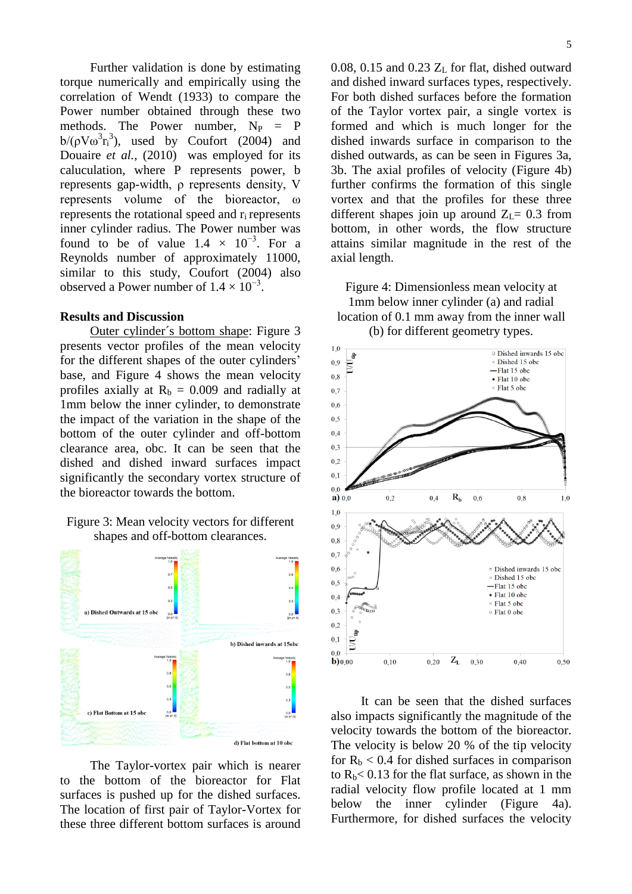Further validation is done by estimating torque numerically and empirically using the correlation of Wendt (1933) to compare the Power number obtained through these two methods. The Power number, $N_P = P\, b/(\rho V \omega^3 r_i^3)$, used by Coufort (2004) and Douaire *et al.*, (2010) was employed for its caluculation, where P represents power, b represents gap-width, ρ represents density, V represents volume of the bioreactor, ω represents the rotational speed and $r_i$ represents inner cylinder radius. The Power number was found to be of value $1.4 \times 10^{-3}$. For a Reynolds number of approximately 11000, similar to this study, Coufort (2004) also observed a Power number of $1.4 \times 10^{-3}$.

## Results and Discussion

Outer cylinder´s bottom shape: Figure 3 presents vector profiles of the mean velocity for the different shapes of the outer cylinders' base, and Figure 4 shows the mean velocity profiles axially at $R_b = 0.009$ and radially at 1mm below the inner cylinder, to demonstrate the impact of the variation in the shape of the bottom of the outer cylinder and off-bottom clearance area, obc. It can be seen that the dished and dished inward surfaces impact significantly the secondary vortex structure of the bioreactor towards the bottom.

Figure 3: Mean velocity vectors for different shapes and off-bottom clearances.

The Taylor-vortex pair which is nearer to the bottom of the bioreactor for Flat surfaces is pushed up for the dished surfaces. The location of first pair of Taylor-Vortex for these three different bottom surfaces is around 0.08, 0.15 and 0.23 $Z_L$ for flat, dished outward and dished inward surfaces types, respectively. For both dished surfaces before the formation of the Taylor vortex pair, a single vortex is formed and which is much longer for the dished inwards surface in comparison to the dished outwards, as can be seen in Figures 3a, 3b. The axial profiles of velocity (Figure 4b) further confirms the formation of this single vortex and that the profiles for these three different shapes join up around $Z_L = 0.3$ from bottom, in other words, the flow structure attains similar magnitude in the rest of the axial length.

Figure 4: Dimensionless mean velocity at 1mm below inner cylinder (a) and radial location of 0.1 mm away from the inner wall (b) for different geometry types.

It can be seen that the dished surfaces also impacts significantly the magnitude of the velocity towards the bottom of the bioreactor. The velocity is below 20 % of the tip velocity for $R_b < 0.4$ for dished surfaces in comparison to $R_b < 0.13$ for the flat surface, as shown in the radial velocity flow profile located at 1 mm below the inner cylinder (Figure 4a). Furthermore, for dished surfaces the velocity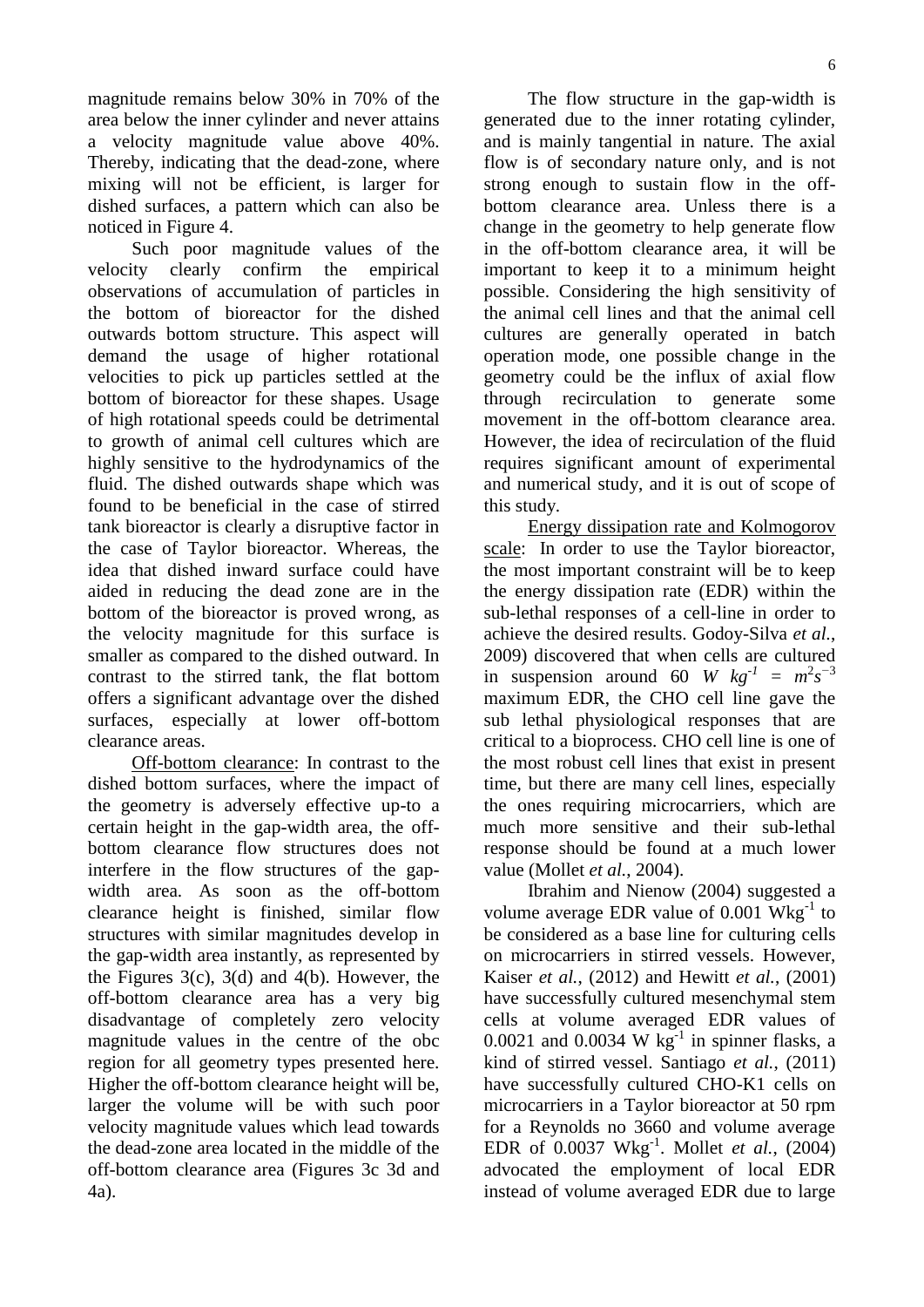magnitude remains below 30% in 70% of the area below the inner cylinder and never attains a velocity magnitude value above 40%. Thereby, indicating that the dead-zone, where mixing will not be efficient, is larger for dished surfaces, a pattern which can also be noticed in Figure 4.

Such poor magnitude values of the velocity clearly confirm the empirical observations of accumulation of particles in the bottom of bioreactor for the dished outwards bottom structure. This aspect will demand the usage of higher rotational velocities to pick up particles settled at the bottom of bioreactor for these shapes. Usage of high rotational speeds could be detrimental to growth of animal cell cultures which are highly sensitive to the hydrodynamics of the fluid. The dished outwards shape which was found to be beneficial in the case of stirred tank bioreactor is clearly a disruptive factor in the case of Taylor bioreactor. Whereas, the idea that dished inward surface could have aided in reducing the dead zone are in the bottom of the bioreactor is proved wrong, as the velocity magnitude for this surface is smaller as compared to the dished outward. In contrast to the stirred tank, the flat bottom offers a significant advantage over the dished surfaces, especially at lower off-bottom clearance areas.

Off-bottom clearance: In contrast to the dished bottom surfaces, where the impact of the geometry is adversely effective up-to a certain height in the gap-width area, the off-bottom clearance flow structures does not interfere in the flow structures of the gap-width area. As soon as the off-bottom clearance height is finished, similar flow structures with similar magnitudes develop in the gap-width area instantly, as represented by the Figures 3(c), 3(d) and 4(b). However, the off-bottom clearance area has a very big disadvantage of completely zero velocity magnitude values in the centre of the obc region for all geometry types presented here. Higher the off-bottom clearance height will be, larger the volume will be with such poor velocity magnitude values which lead towards the dead-zone area located in the middle of the off-bottom clearance area (Figures 3c 3d and 4a).

The flow structure in the gap-width is generated due to the inner rotating cylinder, and is mainly tangential in nature. The axial flow is of secondary nature only, and is not strong enough to sustain flow in the off-bottom clearance area. Unless there is a change in the geometry to help generate flow in the off-bottom clearance area, it will be important to keep it to a minimum height possible. Considering the high sensitivity of the animal cell lines and that the animal cell cultures are generally operated in batch operation mode, one possible change in the geometry could be the influx of axial flow through recirculation to generate some movement in the off-bottom clearance area. However, the idea of recirculation of the fluid requires significant amount of experimental and numerical study, and it is out of scope of this study.

Energy dissipation rate and Kolmogorov scale: In order to use the Taylor bioreactor, the most important constraint will be to keep the energy dissipation rate (EDR) within the sub-lethal responses of a cell-line in order to achieve the desired results. Godoy-Silva *et al.*, 2009) discovered that when cells are cultured in suspension around 60 $W\ kg^{-1} = m^2 s^{-3}$ maximum EDR, the CHO cell line gave the sub lethal physiological responses that are critical to a bioprocess. CHO cell line is one of the most robust cell lines that exist in present time, but there are many cell lines, especially the ones requiring microcarriers, which are much more sensitive and their sub-lethal response should be found at a much lower value (Mollet *et al.*, 2004).

Ibrahim and Nienow (2004) suggested a volume average EDR value of 0.001 $Wkg^{-1}$ to be considered as a base line for culturing cells on microcarriers in stirred vessels. However, Kaiser *et al.*, (2012) and Hewitt *et al.*, (2001) have successfully cultured mesenchymal stem cells at volume averaged EDR values of 0.0021 and 0.0034 $W\ kg^{-1}$ in spinner flasks, a kind of stirred vessel. Santiago *et al.*, (2011) have successfully cultured CHO-K1 cells on microcarriers in a Taylor bioreactor at 50 rpm for a Reynolds no 3660 and volume average EDR of 0.0037 $Wkg^{-1}$. Mollet *et al.*, (2004) advocated the employment of local EDR instead of volume averaged EDR due to large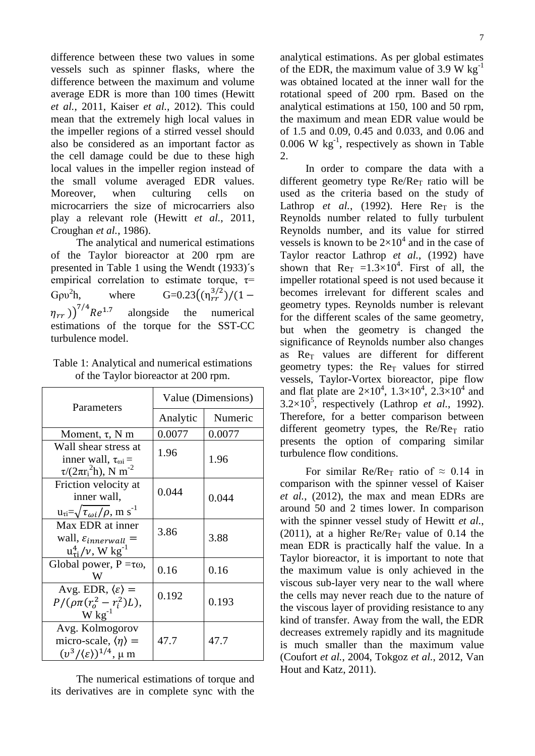difference between these two values in some vessels such as spinner flasks, where the difference between the maximum and volume average EDR is more than 100 times (Hewitt *et al.*, 2011, Kaiser *et al.*, 2012). This could mean that the extremely high local values in the impeller regions of a stirred vessel should also be considered as an important factor as the cell damage could be due to these high local values in the impeller region instead of the small volume averaged EDR values. Moreover, when culturing cells on microcarriers the size of microcarriers also play a relevant role (Hewitt *et al.*, 2011, Croughan *et al.*, 1986).

The analytical and numerical estimations of the Taylor bioreactor at 200 rpm are presented in Table 1 using the Wendt (1933)´s empirical correlation to estimate torque, $\tau = G\rho\upsilon^2 h$, where $G=0.23\left((\eta_{rr}^{3/2})/(1-\eta_{rr})\right)^{7/4} Re^{1.7}$ alongside the numerical estimations of the torque for the SST-CC turbulence model.

Table 1: Analytical and numerical estimations of the Taylor bioreactor at 200 rpm.

| Parameters | Value (Dimensions) | |
|---|---|---|
| | Analytic | Numeric |
| Moment, $\tau$, N m | 0.0077 | 0.0077 |
| Wall shear stress at inner wall, $\tau_{\omega i} = \tau/(2\pi r_i^2 h)$, N m$^{-2}$ | 1.96 | 1.96 |
| Friction velocity at inner wall, $u_{\tau i}=\sqrt{\tau_{\omega i}/\rho}$, m s$^{-1}$ | 0.044 | 0.044 |
| Max EDR at inner wall, $\varepsilon_{innerwall} = u_{\tau i}^4/\nu$, W kg$^{-1}$ | 3.86 | 3.88 |
| Global power, $P = \tau\omega$, W | 0.16 | 0.16 |
| Avg. EDR, $\langle\varepsilon\rangle = P/(\rho\pi(r_o^2 - r_i^2)L)$, W kg$^{-1}$ | 0.192 | 0.193 |
| Avg. Kolmogorov micro-scale, $\langle\eta\rangle = (\upsilon^3/\langle\varepsilon\rangle)^{1/4}$, μ m | 47.7 | 47.7 |

The numerical estimations of torque and its derivatives are in complete sync with the analytical estimations. As per global estimates of the EDR, the maximum value of 3.9 W kg$^{-1}$ was obtained located at the inner wall for the rotational speed of 200 rpm. Based on the analytical estimations at 150, 100 and 50 rpm, the maximum and mean EDR value would be of 1.5 and 0.09, 0.45 and 0.033, and 0.06 and 0.006 W kg$^{-1}$, respectively as shown in Table 2.

In order to compare the data with a different geometry type Re/Re$_T$ ratio will be used as the criteria based on the study of Lathrop *et al.*, (1992). Here Re$_T$ is the Reynolds number related to fully turbulent Reynolds number, and its value for stirred vessels is known to be $2\times10^4$ and in the case of Taylor reactor Lathrop *et al.*, (1992) have shown that Re$_T$ $=1.3\times10^4$. First of all, the impeller rotational speed is not used because it becomes irrelevant for different scales and geometry types. Reynolds number is relevant for the different scales of the same geometry, but when the geometry is changed the significance of Reynolds number also changes as Re$_T$ values are different for different geometry types: the Re$_T$ values for stirred vessels, Taylor-Vortex bioreactor, pipe flow and flat plate are $2\times10^4$, $1.3\times10^4$, $2.3\times10^4$ and $3.2\times10^5$, respectively (Lathrop *et al.*, 1992). Therefore, for a better comparison between different geometry types, the Re/Re$_T$ ratio presents the option of comparing similar turbulence flow conditions.

For similar Re/Re$_T$ ratio of $\approx$ 0.14 in comparison with the spinner vessel of Kaiser *et al.*, (2012), the max and mean EDRs are around 50 and 2 times lower. In comparison with the spinner vessel study of Hewitt *et al.*, (2011), at a higher Re/Re$_T$ value of 0.14 the mean EDR is practically half the value. In a Taylor bioreactor, it is important to note that the maximum value is only achieved in the viscous sub-layer very near to the wall where the cells may never reach due to the nature of the viscous layer of providing resistance to any kind of transfer. Away from the wall, the EDR decreases extremely rapidly and its magnitude is much smaller than the maximum value (Coufort *et al.*, 2004, Tokgoz *et al.*, 2012, Van Hout and Katz, 2011).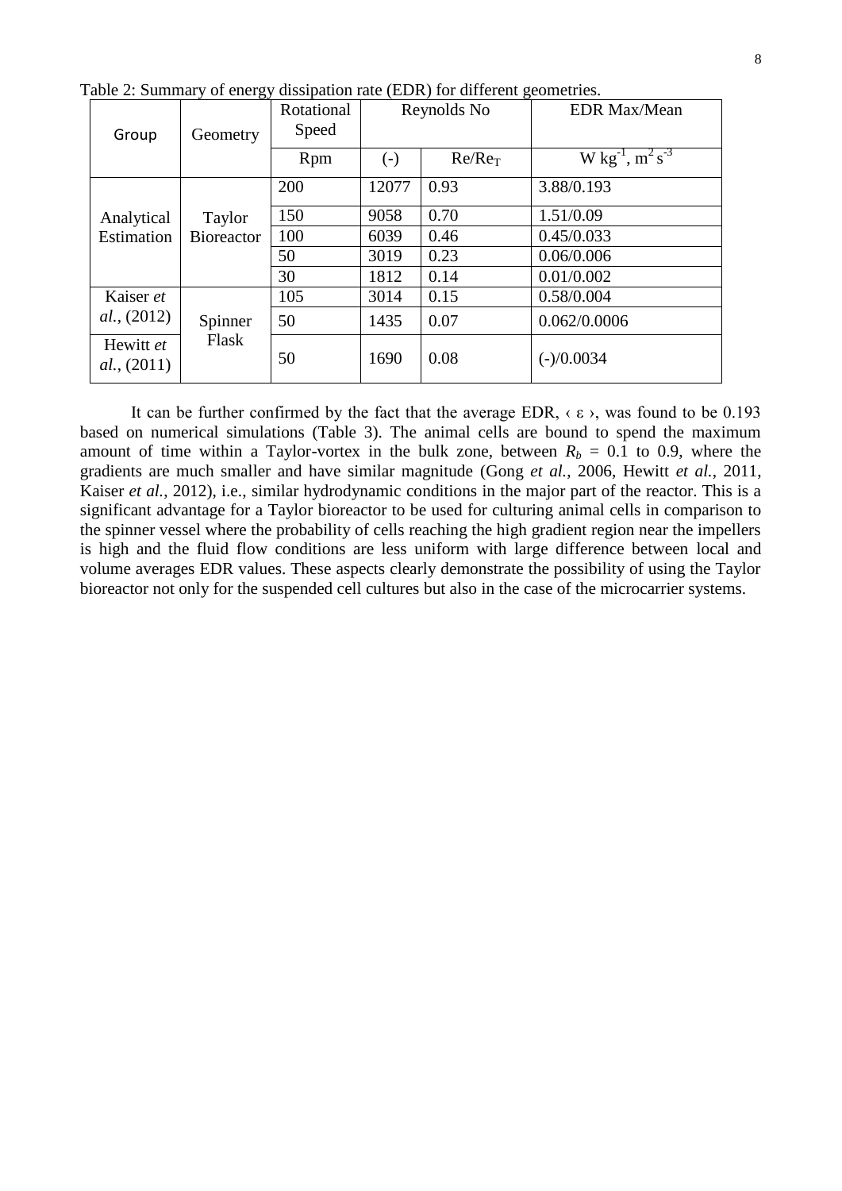Table 2: Summary of energy dissipation rate (EDR) for different geometries.

| Group | Geometry | Rotational Speed | Reynolds No | | EDR Max/Mean |
|---|---|---|---|---|---|
| | | Rpm | (-) | $Re/Re_T$ | W kg$^{-1}$, m$^2$ s$^{-3}$ |
| Analytical Estimation | Taylor Bioreactor | 200 | 12077 | 0.93 | 3.88/0.193 |
| | | 150 | 9058 | 0.70 | 1.51/0.09 |
| | | 100 | 6039 | 0.46 | 0.45/0.033 |
| | | 50 | 3019 | 0.23 | 0.06/0.006 |
| | | 30 | 1812 | 0.14 | 0.01/0.002 |
| Kaiser *et al.*, (2012) | Spinner Flask | 105 | 3014 | 0.15 | 0.58/0.004 |
| | | 50 | 1435 | 0.07 | 0.062/0.0006 |
| Hewitt *et al.*, (2011) | | 50 | 1690 | 0.08 | (-)/0.0034 |

It can be further confirmed by the fact that the average EDR, ‹ ε ›, was found to be 0.193 based on numerical simulations (Table 3). The animal cells are bound to spend the maximum amount of time within a Taylor-vortex in the bulk zone, between $R_b$ = 0.1 to 0.9, where the gradients are much smaller and have similar magnitude (Gong *et al.*, 2006, Hewitt *et al.*, 2011, Kaiser *et al.*, 2012), i.e., similar hydrodynamic conditions in the major part of the reactor. This is a significant advantage for a Taylor bioreactor to be used for culturing animal cells in comparison to the spinner vessel where the probability of cells reaching the high gradient region near the impellers is high and the fluid flow conditions are less uniform with large difference between local and volume averages EDR values. These aspects clearly demonstrate the possibility of using the Taylor bioreactor not only for the suspended cell cultures but also in the case of the microcarrier systems.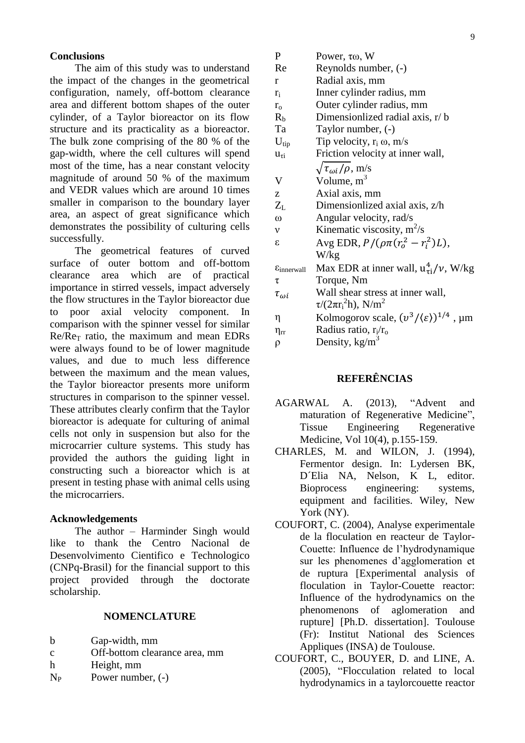## Conclusions

The aim of this study was to understand the impact of the changes in the geometrical configuration, namely, off-bottom clearance area and different bottom shapes of the outer cylinder, of a Taylor bioreactor on its flow structure and its practicality as a bioreactor. The bulk zone comprising of the 80 % of the gap-width, where the cell cultures will spend most of the time, has a near constant velocity magnitude of around 50 % of the maximum and VEDR values which are around 10 times smaller in comparison to the boundary layer area, an aspect of great significance which demonstrates the possibility of culturing cells successfully.

The geometrical features of curved surface of outer bottom and off-bottom clearance area which are of practical importance in stirred vessels, impact adversely the flow structures in the Taylor bioreactor due to poor axial velocity component. In comparison with the spinner vessel for similar $Re/Re_T$ ratio, the maximum and mean EDRs were always found to be of lower magnitude values, and due to much less difference between the maximum and the mean values, the Taylor bioreactor presents more uniform structures in comparison to the spinner vessel. These attributes clearly confirm that the Taylor bioreactor is adequate for culturing of animal cells not only in suspension but also for the microcarrier culture systems. This study has provided the authors the guiding light in constructing such a bioreactor which is at present in testing phase with animal cells using the microcarriers.

## Acknowledgements

The author – Harminder Singh would like to thank the Centro Nacional de Desenvolvimento Cientifico e Technologico (CNPq-Brasil) for the financial support to this project provided through the doctorate scholarship.

## NOMENCLATURE

| | |
|---|---|
| $b$ | Gap-width, mm |
| $c$ | Off-bottom clearance area, mm |
| $h$ | Height, mm |
| $N_P$ | Power number, (-) |
| $P$ | Power, $\tau\omega$, W |
| $Re$ | Reynolds number, (-) |
| $r$ | Radial axis, mm |
| $r_i$ | Inner cylinder radius, mm |
| $r_o$ | Outer cylinder radius, mm |
| $R_b$ | Dimensionlized radial axis, r/ b |
| $Ta$ | Taylor number, (-) |
| $U_{tip}$ | Tip velocity, $r_i\,\omega$, m/s |
| $u_{\tau i}$ | Friction velocity at inner wall, $\sqrt{\tau_{\omega i}/\rho}$, m/s |
| $V$ | Volume, $m^3$ |
| $z$ | Axial axis, mm |
| $Z_L$ | Dimensionlized axial axis, z/h |
| $\omega$ | Angular velocity, rad/s |
| $\nu$ | Kinematic viscosity, $m^2/s$ |
| $\varepsilon$ | Avg EDR, $P/(\rho\pi(r_o^2 - r_i^2)L)$, W/kg |
| $\varepsilon_{innerwall}$ | Max EDR at inner wall, $u_{\tau i}^4/\nu$, W/kg |
| $\tau$ | Torque, Nm |
| $\tau_{\omega i}$ | Wall shear stress at inner wall, $\tau/(2\pi r_i^2 h)$, $N/m^2$ |
| $\eta$ | Kolmogorov scale, $(\upsilon^3/\langle\varepsilon\rangle)^{1/4}$ , μm |
| $\eta_{rr}$ | Radius ratio, $r_i/r_o$ |
| $\rho$ | Density, $kg/m^3$ |

## REFERÊNCIAS

AGARWAL A. (2013), "Advent and maturation of Regenerative Medicine", Tissue Engineering Regenerative Medicine, Vol 10(4), p.155-159.

CHARLES, M. and WILON, J. (1994), Fermentor design. In: Lydersen BK, D´Elia NA, Nelson, K L, editor. Bioprocess engineering: systems, equipment and facilities. Wiley, New York (NY).

COUFORT, C. (2004), Analyse experimentale de la floculation en reacteur de Taylor-Couette: Influence de l'hydrodynamique sur les phenomenes d'agglomeration et de ruptura [Experimental analysis of floculation in Taylor-Couette reactor: Influence of the hydrodynamics on the phenomenons of aglomeration and rupture] [Ph.D. dissertation]. Toulouse (Fr): Institut National des Sciences Appliques (INSA) de Toulouse.

COUFORT, C., BOUYER, D. and LINE, A. (2005), "Flocculation related to local hydrodynamics in a taylorcouette reactor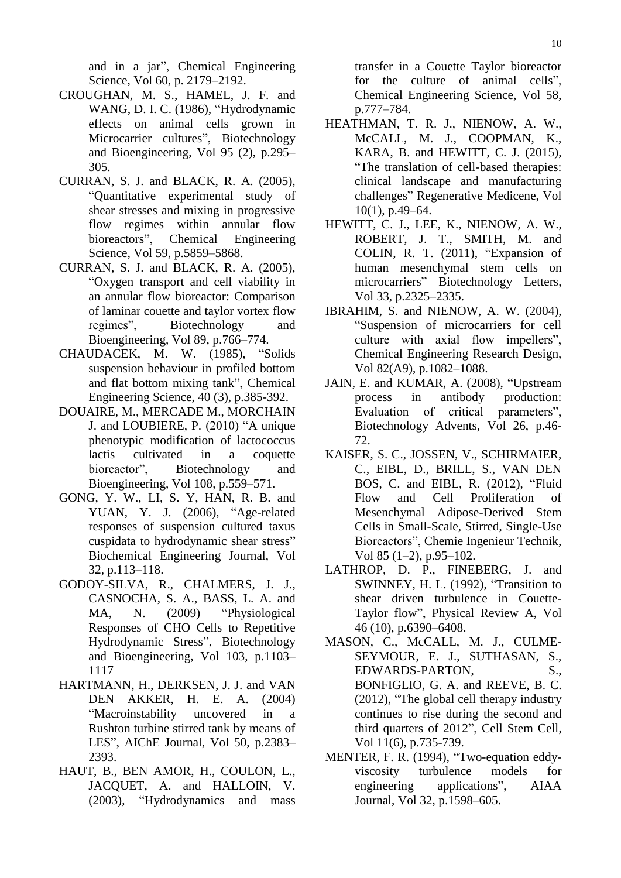and in a jar", Chemical Engineering Science, Vol 60, p. 2179–2192.

CROUGHAN, M. S., HAMEL, J. F. and WANG, D. I. C. (1986), "Hydrodynamic effects on animal cells grown in Microcarrier cultures", Biotechnology and Bioengineering, Vol 95 (2), p.295–305.

CURRAN, S. J. and BLACK, R. A. (2005), "Quantitative experimental study of shear stresses and mixing in progressive flow regimes within annular flow bioreactors", Chemical Engineering Science, Vol 59, p.5859–5868.

CURRAN, S. J. and BLACK, R. A. (2005), "Oxygen transport and cell viability in an annular flow bioreactor: Comparison of laminar couette and taylor vortex flow regimes", Biotechnology and Bioengineering, Vol 89, p.766–774.

CHAUDACEK, M. W. (1985), "Solids suspension behaviour in profiled bottom and flat bottom mixing tank", Chemical Engineering Science, 40 (3), p.385-392.

DOUAIRE, M., MERCADE M., MORCHAIN J. and LOUBIERE, P. (2010) "A unique phenotypic modification of lactococcus lactis cultivated in a coquette bioreactor", Biotechnology and Bioengineering, Vol 108, p.559–571.

GONG, Y. W., LI, S. Y, HAN, R. B. and YUAN, Y. J. (2006), "Age-related responses of suspension cultured taxus cuspidata to hydrodynamic shear stress" Biochemical Engineering Journal, Vol 32, p.113–118.

GODOY-SILVA, R., CHALMERS, J. J., CASNOCHA, S. A., BASS, L. A. and MA, N. (2009) "Physiological Responses of CHO Cells to Repetitive Hydrodynamic Stress", Biotechnology and Bioengineering, Vol 103, p.1103–1117

HARTMANN, H., DERKSEN, J. J. and VAN DEN AKKER, H. E. A. (2004) "Macroinstability uncovered in a Rushton turbine stirred tank by means of LES", AIChE Journal, Vol 50, p.2383–2393.

HAUT, B., BEN AMOR, H., COULON, L., JACQUET, A. and HALLOIN, V. (2003), "Hydrodynamics and mass transfer in a Couette Taylor bioreactor for the culture of animal cells", Chemical Engineering Science, Vol 58, p.777–784.

HEATHMAN, T. R. J., NIENOW, A. W., McCALL, M. J., COOPMAN, K., KARA, B. and HEWITT, C. J. (2015), "The translation of cell-based therapies: clinical landscape and manufacturing challenges" Regenerative Medicene, Vol 10(1), p.49–64.

HEWITT, C. J., LEE, K., NIENOW, A. W., ROBERT, J. T., SMITH, M. and COLIN, R. T. (2011), "Expansion of human mesenchymal stem cells on microcarriers" Biotechnology Letters, Vol 33, p.2325–2335.

IBRAHIM, S. and NIENOW, A. W. (2004), "Suspension of microcarriers for cell culture with axial flow impellers", Chemical Engineering Research Design, Vol 82(A9), p.1082–1088.

JAIN, E. and KUMAR, A. (2008), "Upstream process in antibody production: Evaluation of critical parameters", Biotechnology Advents, Vol 26, p.46-72.

KAISER, S. C., JOSSEN, V., SCHIRMAIER, C., EIBL, D., BRILL, S., VAN DEN BOS, C. and EIBL, R. (2012), "Fluid Flow and Cell Proliferation of Mesenchymal Adipose-Derived Stem Cells in Small-Scale, Stirred, Single-Use Bioreactors", Chemie Ingenieur Technik, Vol 85 (1–2), p.95–102.

LATHROP, D. P., FINEBERG, J. and SWINNEY, H. L. (1992), "Transition to shear driven turbulence in Couette-Taylor flow", Physical Review A, Vol 46 (10), p.6390–6408.

MASON, C., McCALL, M. J., CULME-SEYMOUR, E. J., SUTHASAN, S., EDWARDS-PARTON, S., BONFIGLIO, G. A. and REEVE, B. C. (2012), "The global cell therapy industry continues to rise during the second and third quarters of 2012", Cell Stem Cell, Vol 11(6), p.735-739.

MENTER, F. R. (1994), "Two-equation eddy-viscosity turbulence models for engineering applications", AIAA Journal, Vol 32, p.1598–605.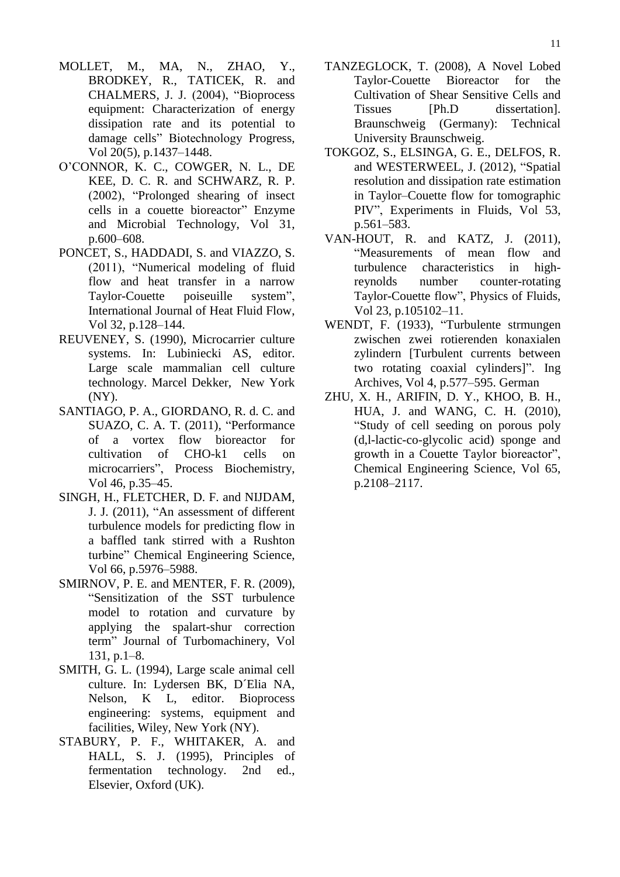MOLLET, M., MA, N., ZHAO, Y., BRODKEY, R., TATICEK, R. and CHALMERS, J. J. (2004), "Bioprocess equipment: Characterization of energy dissipation rate and its potential to damage cells" Biotechnology Progress, Vol 20(5), p.1437–1448.

O'CONNOR, K. C., COWGER, N. L., DE KEE, D. C. R. and SCHWARZ, R. P. (2002), "Prolonged shearing of insect cells in a couette bioreactor" Enzyme and Microbial Technology, Vol 31, p.600–608.

PONCET, S., HADDADI, S. and VIAZZO, S. (2011), "Numerical modeling of fluid flow and heat transfer in a narrow Taylor-Couette poiseuille system", International Journal of Heat Fluid Flow, Vol 32, p.128–144.

REUVENEY, S. (1990), Microcarrier culture systems. In: Lubiniecki AS, editor. Large scale mammalian cell culture technology. Marcel Dekker, New York (NY).

SANTIAGO, P. A., GIORDANO, R. d. C. and SUAZO, C. A. T. (2011), "Performance of a vortex flow bioreactor for cultivation of CHO-k1 cells on microcarriers", Process Biochemistry, Vol 46, p.35–45.

SINGH, H., FLETCHER, D. F. and NIJDAM, J. J. (2011), "An assessment of different turbulence models for predicting flow in a baffled tank stirred with a Rushton turbine" Chemical Engineering Science, Vol 66, p.5976–5988.

SMIRNOV, P. E. and MENTER, F. R. (2009), "Sensitization of the SST turbulence model to rotation and curvature by applying the spalart-shur correction term" Journal of Turbomachinery, Vol 131, p.1–8.

SMITH, G. L. (1994), Large scale animal cell culture. In: Lydersen BK, D´Elia NA, Nelson, K L, editor. Bioprocess engineering: systems, equipment and facilities, Wiley, New York (NY).

STABURY, P. F., WHITAKER, A. and HALL, S. J. (1995), Principles of fermentation technology. 2nd ed., Elsevier, Oxford (UK).

TANZEGLOCK, T. (2008), A Novel Lobed Taylor-Couette Bioreactor for the Cultivation of Shear Sensitive Cells and Tissues [Ph.D dissertation]. Braunschweig (Germany): Technical University Braunschweig.

TOKGOZ, S., ELSINGA, G. E., DELFOS, R. and WESTERWEEL, J. (2012), "Spatial resolution and dissipation rate estimation in Taylor–Couette flow for tomographic PIV", Experiments in Fluids, Vol 53, p.561–583.

VAN-HOUT, R. and KATZ, J. (2011), "Measurements of mean flow and turbulence characteristics in high-reynolds number counter-rotating Taylor-Couette flow", Physics of Fluids, Vol 23, p.105102–11.

WENDT, F. (1933), "Turbulente strmungen zwischen zwei rotierenden konaxialen zylindern [Turbulent currents between two rotating coaxial cylinders]". Ing Archives, Vol 4, p.577–595. German

ZHU, X. H., ARIFIN, D. Y., KHOO, B. H., HUA, J. and WANG, C. H. (2010), "Study of cell seeding on porous poly (d,l-lactic-co-glycolic acid) sponge and growth in a Couette Taylor bioreactor", Chemical Engineering Science, Vol 65, p.2108–2117.